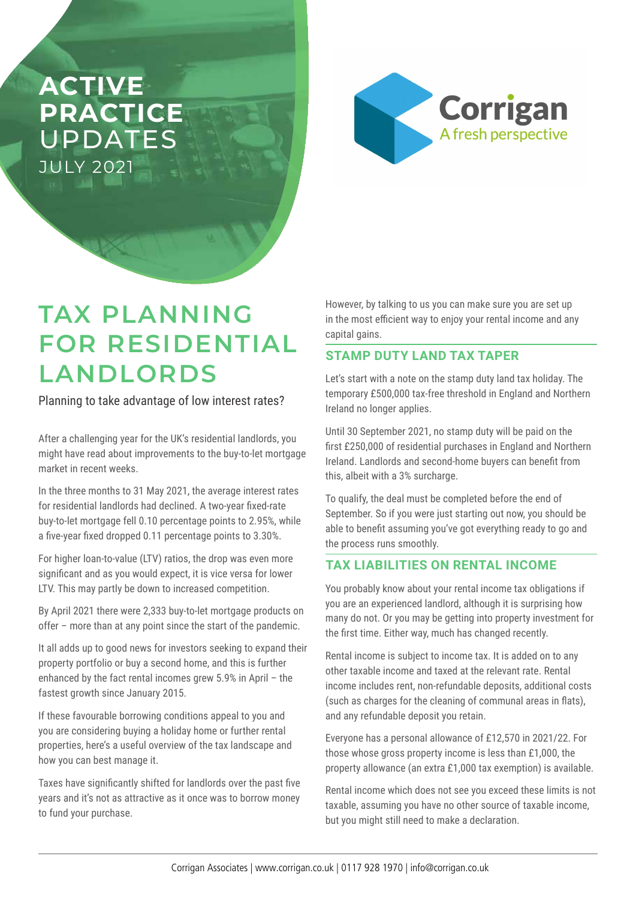# ACTIVE PRACTICE UPDATES

JULY 2021

Corrigan
A fresh perspective

# TAX PLANNING FOR RESIDENTIAL LANDLORDS

Planning to take advantage of low interest rates?

After a challenging year for the UK's residential landlords, you might have read about improvements to the buy-to-let mortgage market in recent weeks.

In the three months to 31 May 2021, the average interest rates for residential landlords had declined. A two-year fixed-rate buy-to-let mortgage fell 0.10 percentage points to 2.95%, while a five-year fixed dropped 0.11 percentage points to 3.30%.

For higher loan-to-value (LTV) ratios, the drop was even more significant and as you would expect, it is vice versa for lower LTV. This may partly be down to increased competition.

By April 2021 there were 2,333 buy-to-let mortgage products on offer – more than at any point since the start of the pandemic.

It all adds up to good news for investors seeking to expand their property portfolio or buy a second home, and this is further enhanced by the fact rental incomes grew 5.9% in April – the fastest growth since January 2015.

If these favourable borrowing conditions appeal to you and you are considering buying a holiday home or further rental properties, here's a useful overview of the tax landscape and how you can best manage it.

Taxes have significantly shifted for landlords over the past five years and it's not as attractive as it once was to borrow money to fund your purchase.

However, by talking to us you can make sure you are set up in the most efficient way to enjoy your rental income and any capital gains.

## STAMP DUTY LAND TAX TAPER

Let's start with a note on the stamp duty land tax holiday. The temporary £500,000 tax-free threshold in England and Northern Ireland no longer applies.

Until 30 September 2021, no stamp duty will be paid on the first £250,000 of residential purchases in England and Northern Ireland. Landlords and second-home buyers can benefit from this, albeit with a 3% surcharge.

To qualify, the deal must be completed before the end of September. So if you were just starting out now, you should be able to benefit assuming you've got everything ready to go and the process runs smoothly.

## TAX LIABILITIES ON RENTAL INCOME

You probably know about your rental income tax obligations if you are an experienced landlord, although it is surprising how many do not. Or you may be getting into property investment for the first time. Either way, much has changed recently.

Rental income is subject to income tax. It is added on to any other taxable income and taxed at the relevant rate. Rental income includes rent, non-refundable deposits, additional costs (such as charges for the cleaning of communal areas in flats), and any refundable deposit you retain.

Everyone has a personal allowance of £12,570 in 2021/22. For those whose gross property income is less than £1,000, the property allowance (an extra £1,000 tax exemption) is available.

Rental income which does not see you exceed these limits is not taxable, assuming you have no other source of taxable income, but you might still need to make a declaration.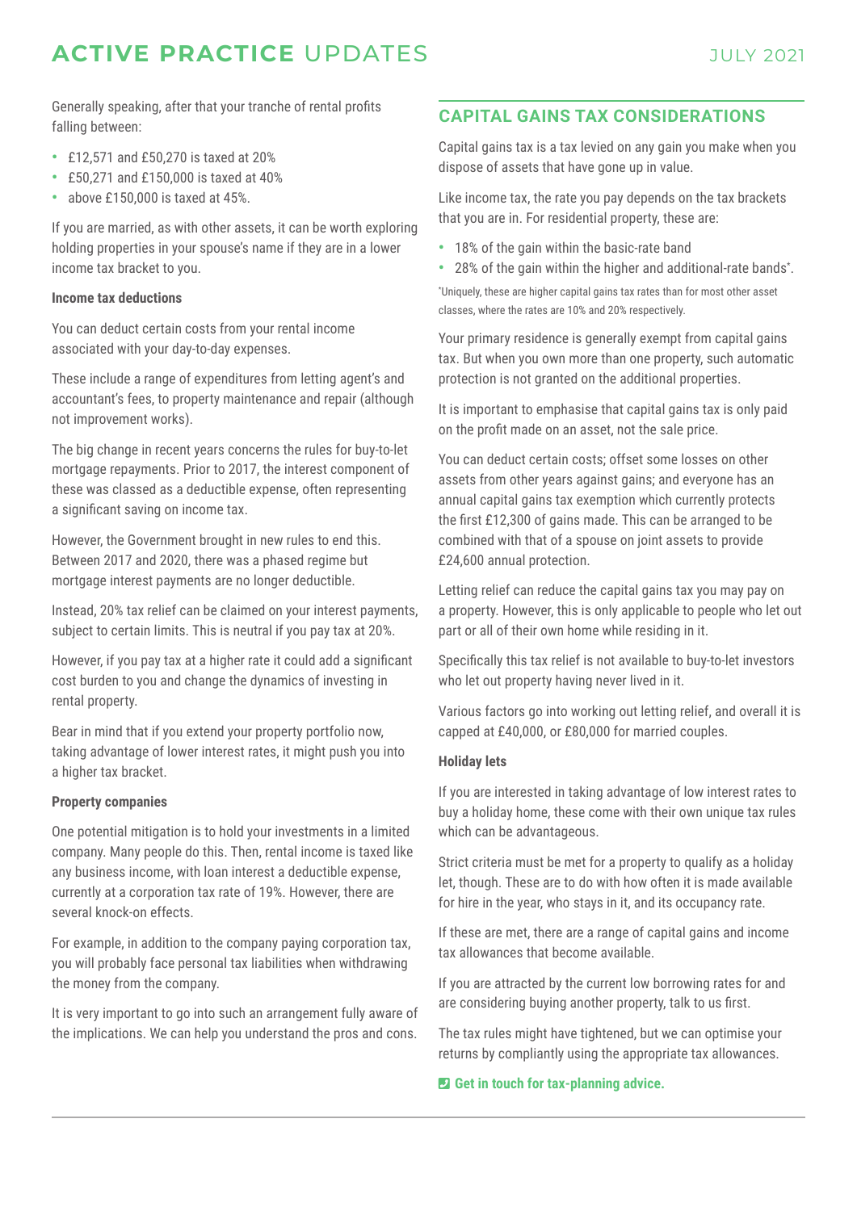Generally speaking, after that your tranche of rental profits falling between:

- £12,571 and £50,270 is taxed at 20%
- £50,271 and £150,000 is taxed at 40%
- above £150,000 is taxed at 45%.

If you are married, as with other assets, it can be worth exploring holding properties in your spouse's name if they are in a lower income tax bracket to you.

**Income tax deductions**

You can deduct certain costs from your rental income associated with your day-to-day expenses.

These include a range of expenditures from letting agent's and accountant's fees, to property maintenance and repair (although not improvement works).

The big change in recent years concerns the rules for buy-to-let mortgage repayments. Prior to 2017, the interest component of these was classed as a deductible expense, often representing a significant saving on income tax.

However, the Government brought in new rules to end this. Between 2017 and 2020, there was a phased regime but mortgage interest payments are no longer deductible.

Instead, 20% tax relief can be claimed on your interest payments, subject to certain limits. This is neutral if you pay tax at 20%.

However, if you pay tax at a higher rate it could add a significant cost burden to you and change the dynamics of investing in rental property.

Bear in mind that if you extend your property portfolio now, taking advantage of lower interest rates, it might push you into a higher tax bracket.

**Property companies**

One potential mitigation is to hold your investments in a limited company. Many people do this. Then, rental income is taxed like any business income, with loan interest a deductible expense, currently at a corporation tax rate of 19%. However, there are several knock-on effects.

For example, in addition to the company paying corporation tax, you will probably face personal tax liabilities when withdrawing the money from the company.

It is very important to go into such an arrangement fully aware of the implications. We can help you understand the pros and cons.

## CAPITAL GAINS TAX CONSIDERATIONS

Capital gains tax is a tax levied on any gain you make when you dispose of assets that have gone up in value.

Like income tax, the rate you pay depends on the tax brackets that you are in. For residential property, these are:

- 18% of the gain within the basic-rate band
- 28% of the gain within the higher and additional-rate bands*.

*Uniquely, these are higher capital gains tax rates than for most other asset classes, where the rates are 10% and 20% respectively.

Your primary residence is generally exempt from capital gains tax. But when you own more than one property, such automatic protection is not granted on the additional properties.

It is important to emphasise that capital gains tax is only paid on the profit made on an asset, not the sale price.

You can deduct certain costs; offset some losses on other assets from other years against gains; and everyone has an annual capital gains tax exemption which currently protects the first £12,300 of gains made. This can be arranged to be combined with that of a spouse on joint assets to provide £24,600 annual protection.

Letting relief can reduce the capital gains tax you may pay on a property. However, this is only applicable to people who let out part or all of their own home while residing in it.

Specifically this tax relief is not available to buy-to-let investors who let out property having never lived in it.

Various factors go into working out letting relief, and overall it is capped at £40,000, or £80,000 for married couples.

**Holiday lets**

If you are interested in taking advantage of low interest rates to buy a holiday home, these come with their own unique tax rules which can be advantageous.

Strict criteria must be met for a property to qualify as a holiday let, though. These are to do with how often it is made available for hire in the year, who stays in it, and its occupancy rate.

If these are met, there are a range of capital gains and income tax allowances that become available.

If you are attracted by the current low borrowing rates for and are considering buying another property, talk to us first.

The tax rules might have tightened, but we can optimise your returns by compliantly using the appropriate tax allowances.

**Get in touch for tax-planning advice.**